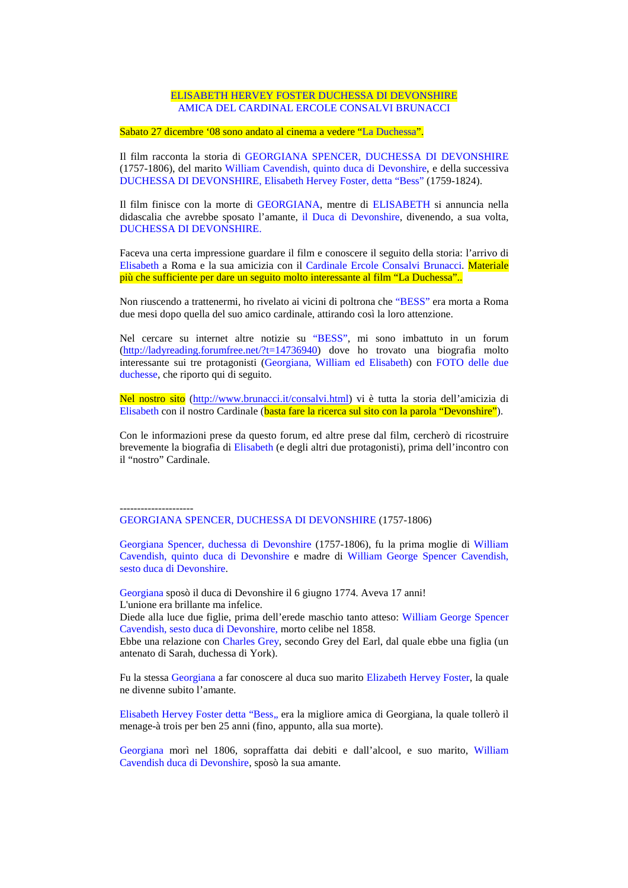# ELISABETH HERVEY FOSTER DUCHESSA DI DEVONSHIRE
## AMICA DEL CARDINAL ERCOLE CONSALVI BRUNACCI

Sabato 27 dicembre '08 sono andato al cinema a vedere "La Duchessa".

Il film racconta la storia di GEORGIANA SPENCER, DUCHESSA DI DEVONSHIRE (1757-1806), del marito William Cavendish, quinto duca di Devonshire, e della successiva DUCHESSA DI DEVONSHIRE, Elisabeth Hervey Foster, detta "Bess" (1759-1824).

Il film finisce con la morte di GEORGIANA, mentre di ELISABETH si annuncia nella didascalia che avrebbe sposato l'amante, il Duca di Devonshire, divenendo, a sua volta, DUCHESSA DI DEVONSHIRE.

Faceva una certa impressione guardare il film e conoscere il seguito della storia: l'arrivo di Elisabeth a Roma e la sua amicizia con il Cardinale Ercole Consalvi Brunacci. Materiale più che sufficiente per dare un seguito molto interessante al film "La Duchessa"..

Non riuscendo a trattenermi, ho rivelato ai vicini di poltrona che "BESS" era morta a Roma due mesi dopo quella del suo amico cardinale, attirando così la loro attenzione.

Nel cercare su internet altre notizie su "BESS", mi sono imbattuto in un forum (http://ladyreading.forumfree.net/?t=14736940) dove ho trovato una biografia molto interessante sui tre protagonisti (Georgiana, William ed Elisabeth) con FOTO delle due duchesse, che riporto qui di seguito.

Nel nostro sito (http://www.brunacci.it/consalvi.html) vi è tutta la storia dell'amicizia di Elisabeth con il nostro Cardinale (basta fare la ricerca sul sito con la parola "Devonshire").

Con le informazioni prese da questo forum, ed altre prese dal film, cercherò di ricostruire brevemente la biografia di Elisabeth (e degli altri due protagonisti), prima dell'incontro con il "nostro" Cardinale.

---------------------

GEORGIANA SPENCER, DUCHESSA DI DEVONSHIRE (1757-1806)

Georgiana Spencer, duchessa di Devonshire (1757-1806), fu la prima moglie di William Cavendish, quinto duca di Devonshire e madre di William George Spencer Cavendish, sesto duca di Devonshire.

Georgiana sposò il duca di Devonshire il 6 giugno 1774. Aveva 17 anni!
L'unione era brillante ma infelice.
Diede alla luce due figlie, prima dell'erede maschio tanto atteso: William George Spencer Cavendish, sesto duca di Devonshire, morto celibe nel 1858.
Ebbe una relazione con Charles Grey, secondo Grey del Earl, dal quale ebbe una figlia (un antenato di Sarah, duchessa di York).

Fu la stessa Georgiana a far conoscere al duca suo marito Elizabeth Hervey Foster, la quale ne divenne subito l'amante.

Elisabeth Hervey Foster detta "Bess„ era la migliore amica di Georgiana, la quale tollerò il menage-à trois per ben 25 anni (fino, appunto, alla sua morte).

Georgiana morì nel 1806, sopraffatta dai debiti e dall'alcool, e suo marito, William Cavendish duca di Devonshire, sposò la sua amante.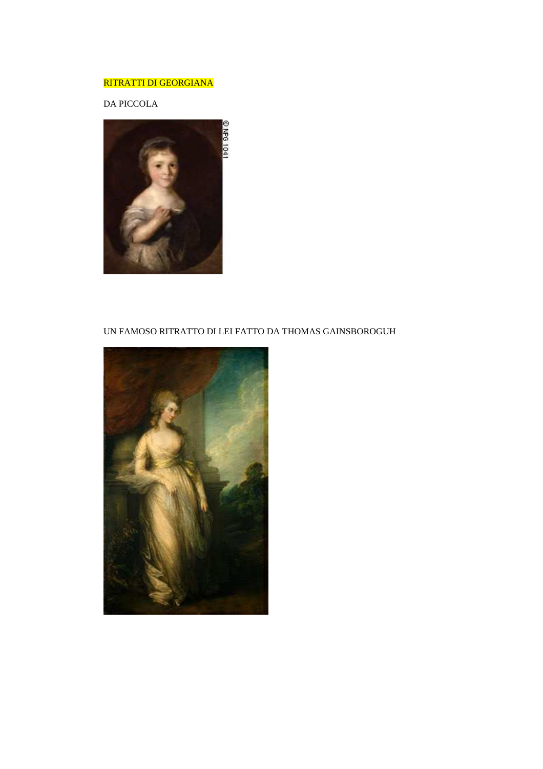RITRATTI DI GEORGIANA

DA PICCOLA

UN FAMOSO RITRATTO DI LEI FATTO DA THOMAS GAINSBOROGUH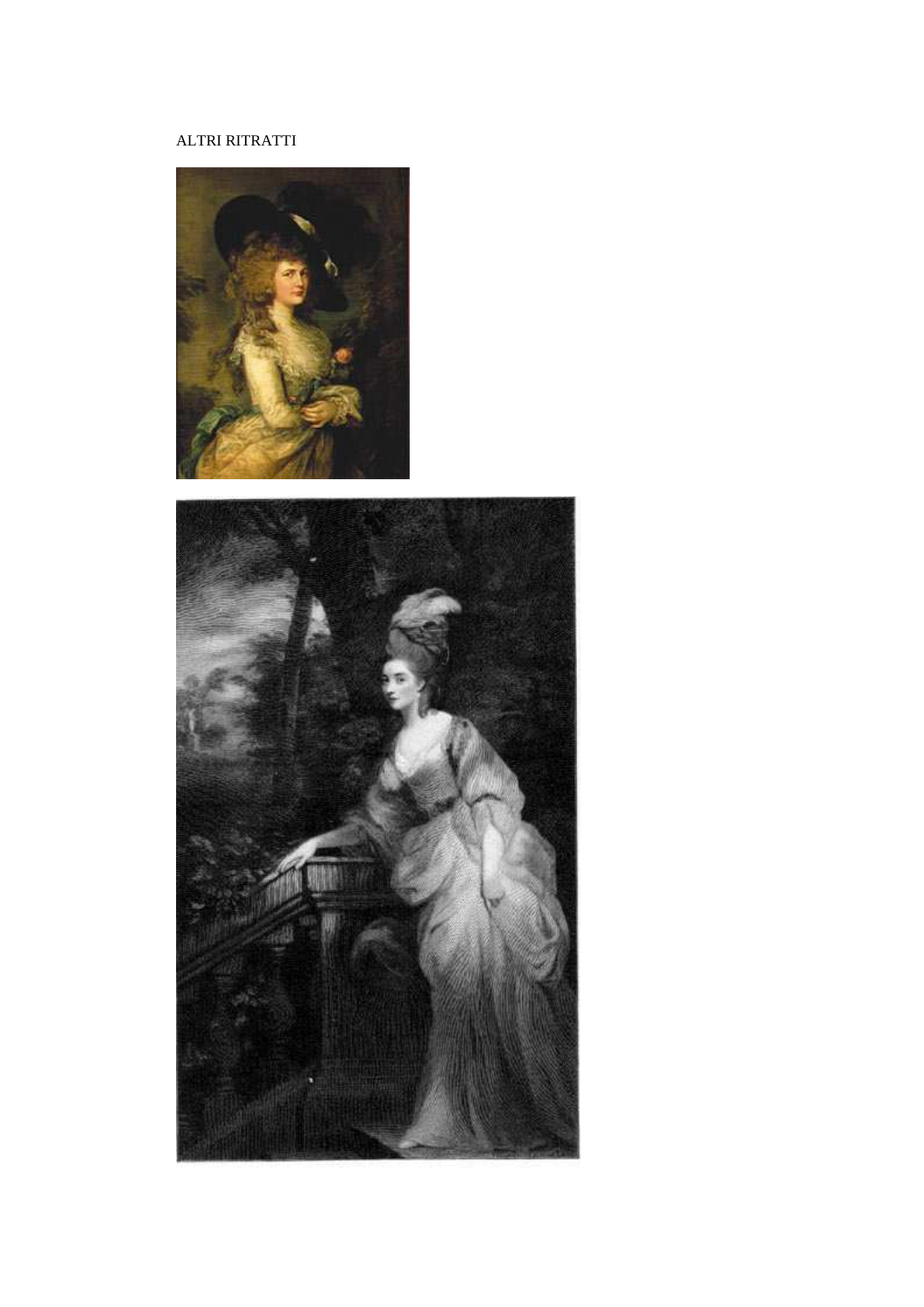ALTRI RITRATTI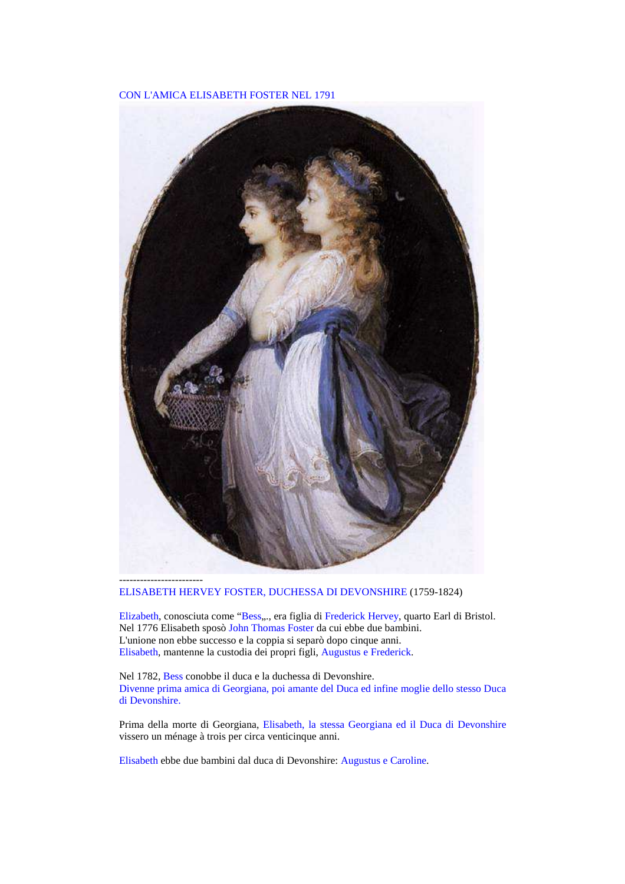CON L'AMICA ELISABETH FOSTER NEL 1791

------------------------

ELISABETH HERVEY FOSTER, DUCHESSA DI DEVONSHIRE (1759-1824)

Elizabeth, conosciuta come "Bess„, era figlia di Frederick Hervey, quarto Earl di Bristol.
Nel 1776 Elisabeth sposò John Thomas Foster da cui ebbe due bambini.
L'unione non ebbe successo e la coppia si separò dopo cinque anni.
Elisabeth, mantenne la custodia dei propri figli, Augustus e Frederick.

Nel 1782, Bess conobbe il duca e la duchessa di Devonshire.
Divenne prima amica di Georgiana, poi amante del Duca ed infine moglie dello stesso Duca di Devonshire.

Prima della morte di Georgiana, Elisabeth, la stessa Georgiana ed il Duca di Devonshire vissero un ménage à trois per circa venticinque anni.

Elisabeth ebbe due bambini dal duca di Devonshire: Augustus e Caroline.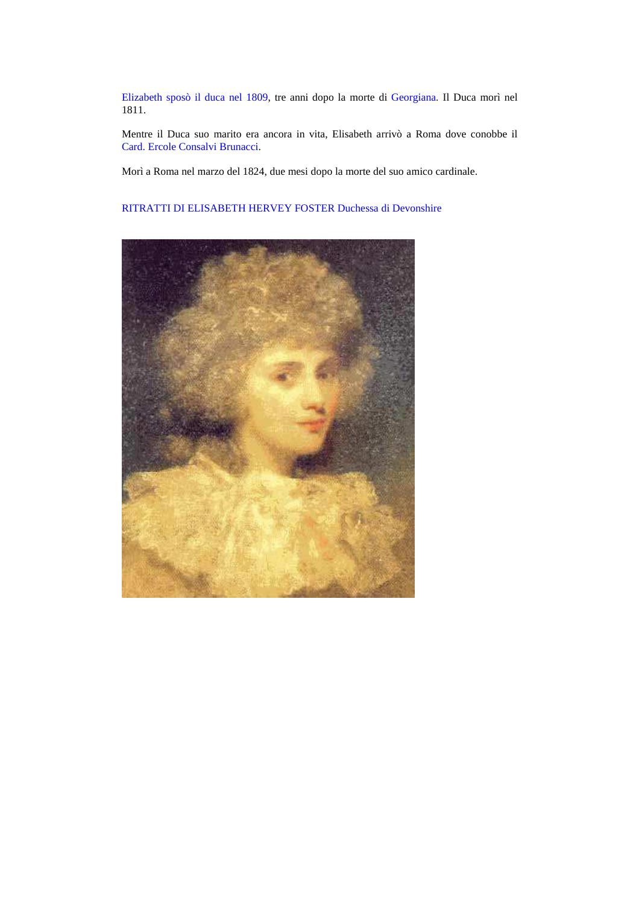Elizabeth sposò il duca nel 1809, tre anni dopo la morte di Georgiana. Il Duca morì nel 1811.

Mentre il Duca suo marito era ancora in vita, Elisabeth arrivò a Roma dove conobbe il Card. Ercole Consalvi Brunacci.

Morì a Roma nel marzo del 1824, due mesi dopo la morte del suo amico cardinale.

RITRATTI DI ELISABETH HERVEY FOSTER Duchessa di Devonshire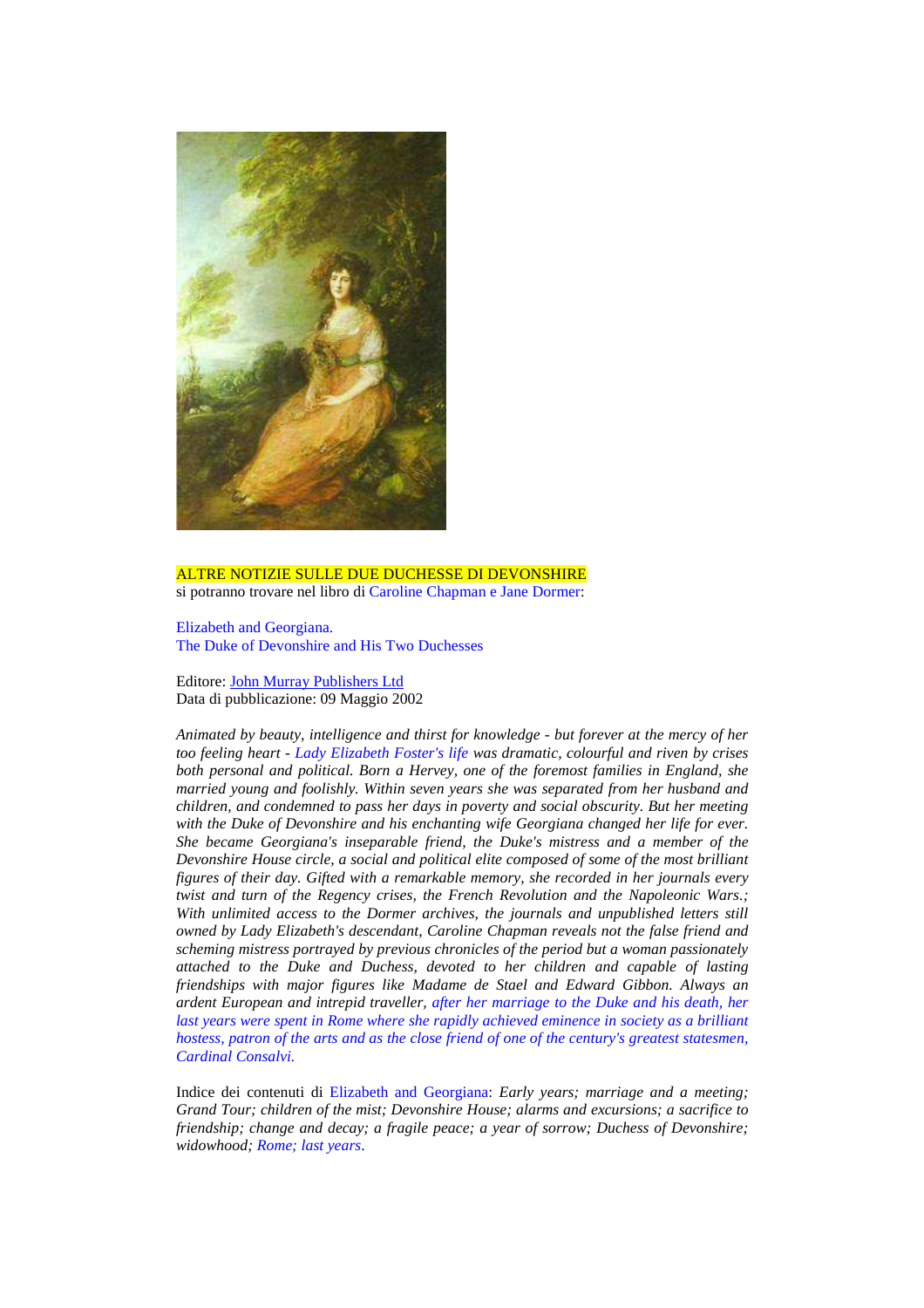ALTRE NOTIZIE SULLE DUE DUCHESSE DI DEVONSHIRE
si potranno trovare nel libro di Caroline Chapman e Jane Dormer:

Elizabeth and Georgiana.
The Duke of Devonshire and His Two Duchesses

Editore: John Murray Publishers Ltd
Data di pubblicazione: 09 Maggio 2002

*Animated by beauty, intelligence and thirst for knowledge - but forever at the mercy of her too feeling heart - Lady Elizabeth Foster's life was dramatic, colourful and riven by crises both personal and political. Born a Hervey, one of the foremost families in England, she married young and foolishly. Within seven years she was separated from her husband and children, and condemned to pass her days in poverty and social obscurity. But her meeting with the Duke of Devonshire and his enchanting wife Georgiana changed her life for ever. She became Georgiana's inseparable friend, the Duke's mistress and a member of the Devonshire House circle, a social and political elite composed of some of the most brilliant figures of their day. Gifted with a remarkable memory, she recorded in her journals every twist and turn of the Regency crises, the French Revolution and the Napoleonic Wars.; With unlimited access to the Dormer archives, the journals and unpublished letters still owned by Lady Elizabeth's descendant, Caroline Chapman reveals not the false friend and scheming mistress portrayed by previous chronicles of the period but a woman passionately attached to the Duke and Duchess, devoted to her children and capable of lasting friendships with major figures like Madame de Stael and Edward Gibbon. Always an ardent European and intrepid traveller, after her marriage to the Duke and his death, her last years were spent in Rome where she rapidly achieved eminence in society as a brilliant hostess, patron of the arts and as the close friend of one of the century's greatest statesmen, Cardinal Consalvi.*

Indice dei contenuti di Elizabeth and Georgiana: *Early years; marriage and a meeting; Grand Tour; children of the mist; Devonshire House; alarms and excursions; a sacrifice to friendship; change and decay; a fragile peace; a year of sorrow; Duchess of Devonshire; widowhood; Rome; last years*.